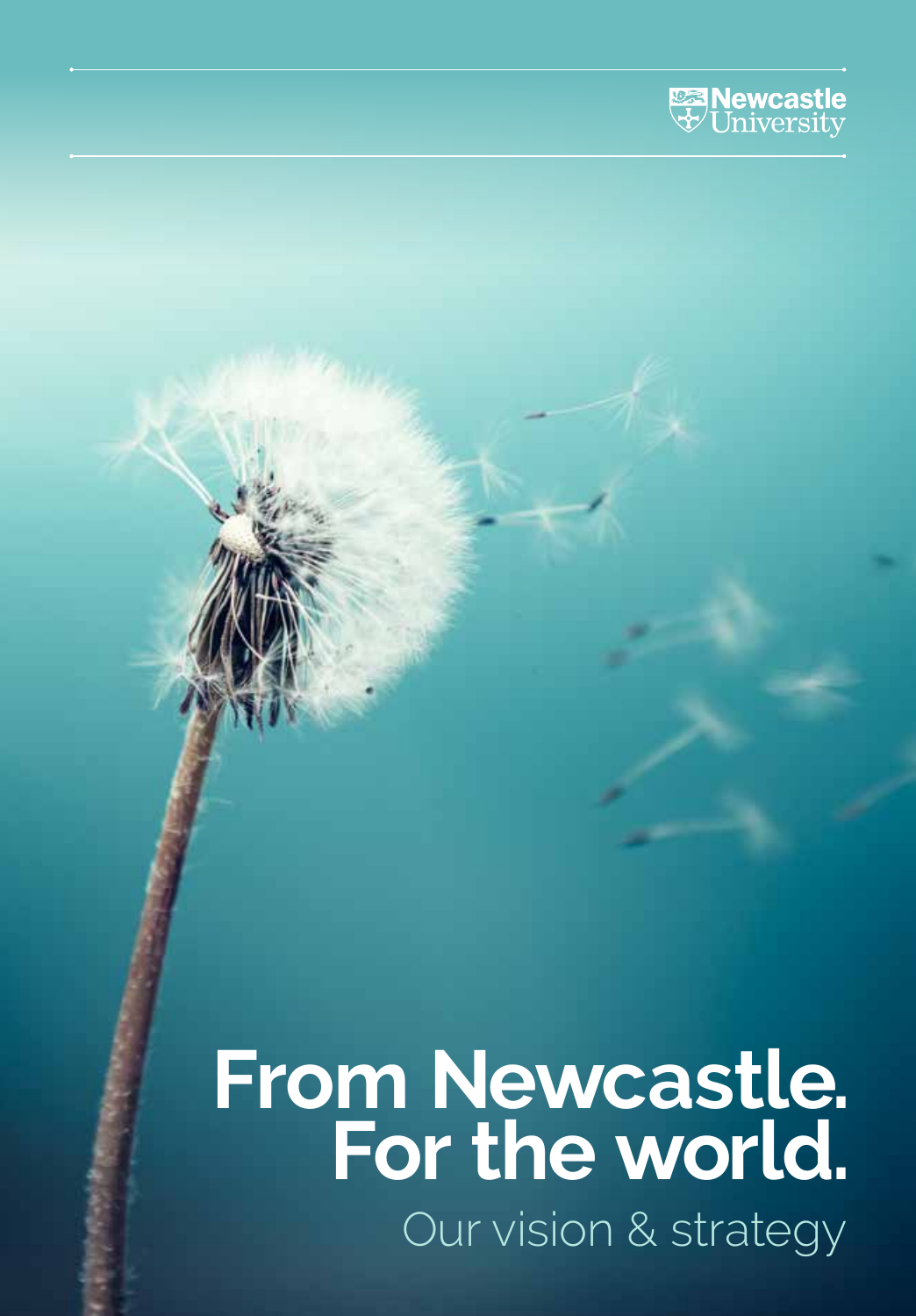Newcastle University

# From Newcastle. For the world.

Our vision & strategy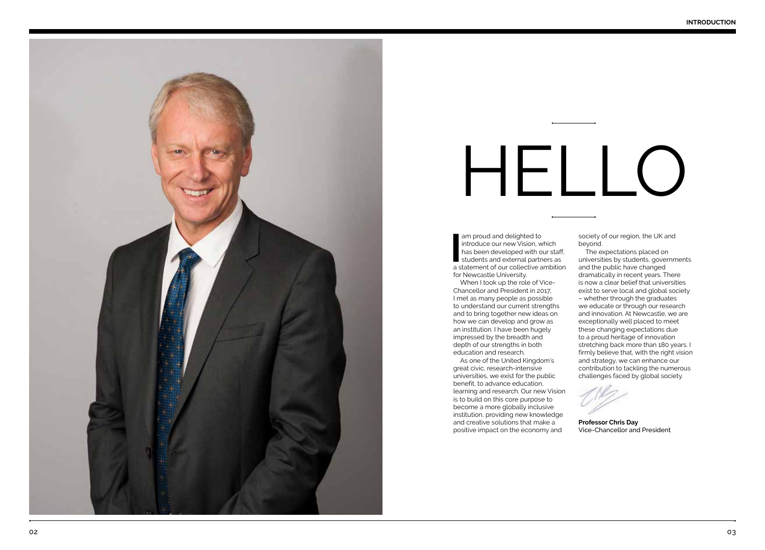# HELLO

I am proud and delighted to introduce our new Vision, which has been developed with our staff, students and external partners as a statement of our collective ambition for Newcastle University.

When I took up the role of Vice-Chancellor and President in 2017, I met as many people as possible to understand our current strengths and to bring together new ideas on how we can develop and grow as an institution. I have been hugely impressed by the breadth and depth of our strengths in both education and research.

As one of the United Kingdom's great civic, research-intensive universities, we exist for the public benefit, to advance education, learning and research. Our new Vision is to build on this core purpose to become a more globally inclusive institution, providing new knowledge and creative solutions that make a positive impact on the economy and society of our region, the UK and beyond.

The expectations placed on universities by students, governments and the public have changed dramatically in recent years. There is now a clear belief that universities exist to serve local and global society – whether through the graduates we educate or through our research and innovation. At Newcastle, we are exceptionally well placed to meet these changing expectations due to a proud heritage of innovation stretching back more than 180 years. I firmly believe that, with the right vision and strategy, we can enhance our contribution to tackling the numerous challenges faced by global society.

**Professor Chris Day**
Vice-Chancellor and President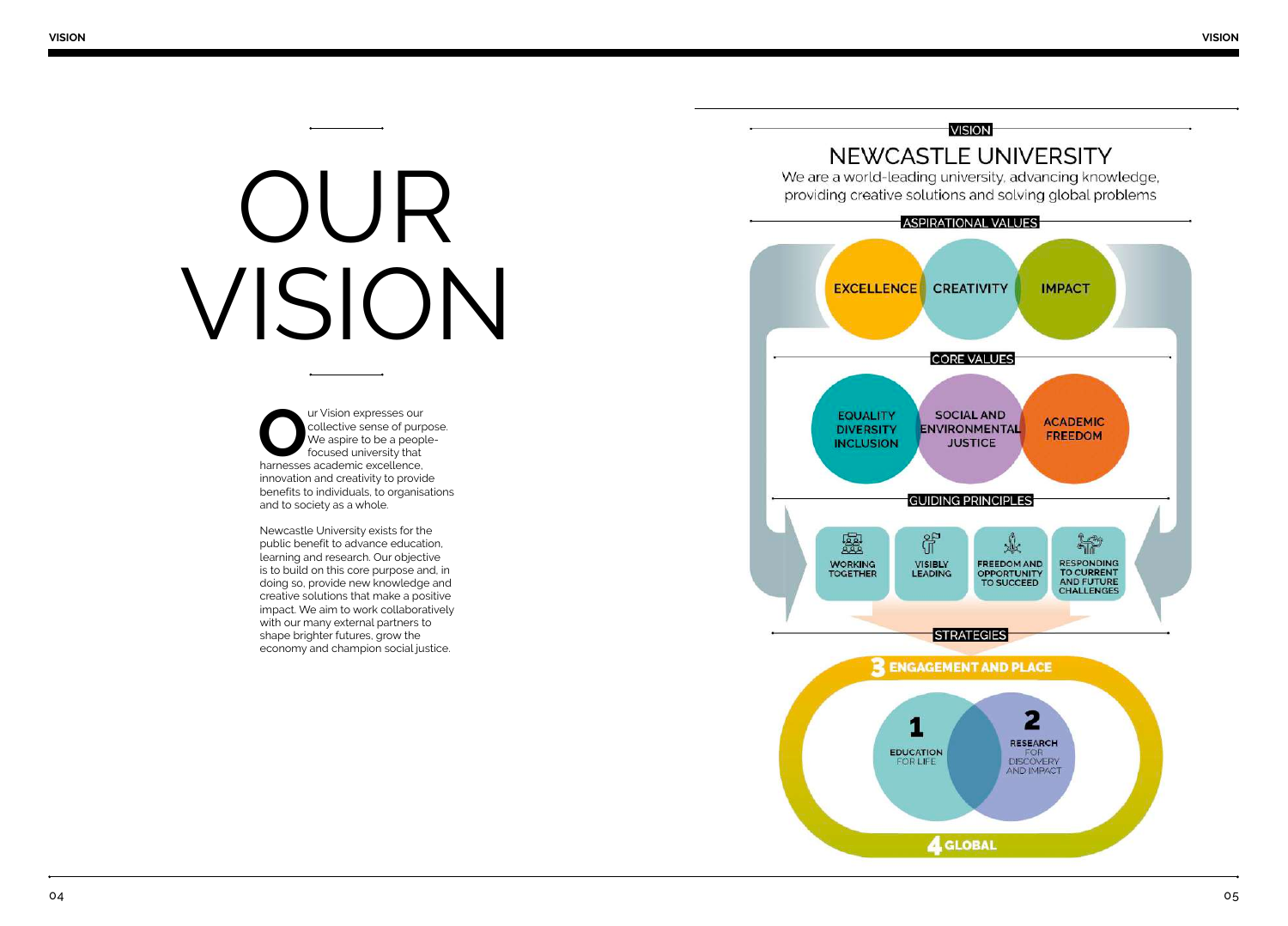# OUR VISION

Our Vision expresses our collective sense of purpose. We aspire to be a people-focused university that harnesses academic excellence, innovation and creativity to provide benefits to individuals, to organisations and to society as a whole.

Newcastle University exists for the public benefit to advance education, learning and research. Our objective is to build on this core purpose and, in doing so, provide new knowledge and creative solutions that make a positive impact. We aim to work collaboratively with our many external partners to shape brighter futures, grow the economy and champion social justice.

**VISION**

## NEWCASTLE UNIVERSITY

We are a world-leading university, advancing knowledge, providing creative solutions and solving global problems

**ASPIRATIONAL VALUES**

- EXCELLENCE
- CREATIVITY
- IMPACT

**CORE VALUES**

- EQUALITY DIVERSITY INCLUSION
- SOCIAL AND ENVIRONMENTAL JUSTICE
- ACADEMIC FREEDOM

**GUIDING PRINCIPLES**

- WORKING TOGETHER
- VISIBLY LEADING
- FREEDOM AND OPPORTUNITY TO SUCCEED
- RESPONDING TO CURRENT AND FUTURE CHALLENGES

**STRATEGIES**

1. EDUCATION FOR LIFE
2. RESEARCH FOR DISCOVERY AND IMPACT
3. ENGAGEMENT AND PLACE
4. GLOBAL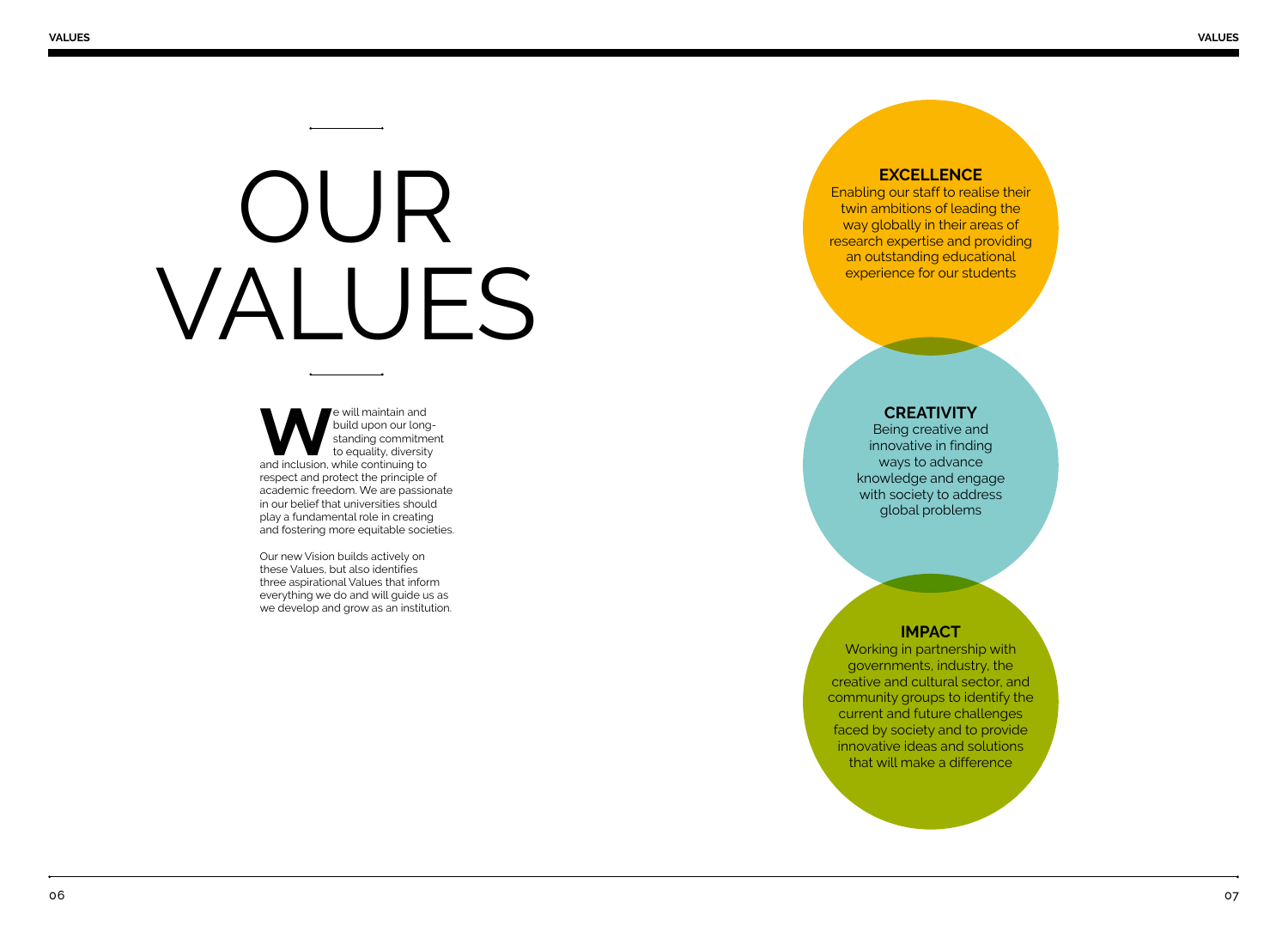# OUR VALUES

We will maintain and build upon our long-standing commitment to equality, diversity and inclusion, while continuing to respect and protect the principle of academic freedom. We are passionate in our belief that universities should play a fundamental role in creating and fostering more equitable societies.

Our new Vision builds actively on these Values, but also identifies three aspirational Values that inform everything we do and will guide us as we develop and grow as an institution.

## EXCELLENCE

Enabling our staff to realise their twin ambitions of leading the way globally in their areas of research expertise and providing an outstanding educational experience for our students

## CREATIVITY

Being creative and innovative in finding ways to advance knowledge and engage with society to address global problems

## IMPACT

Working in partnership with governments, industry, the creative and cultural sector, and community groups to identify the current and future challenges faced by society and to provide innovative ideas and solutions that will make a difference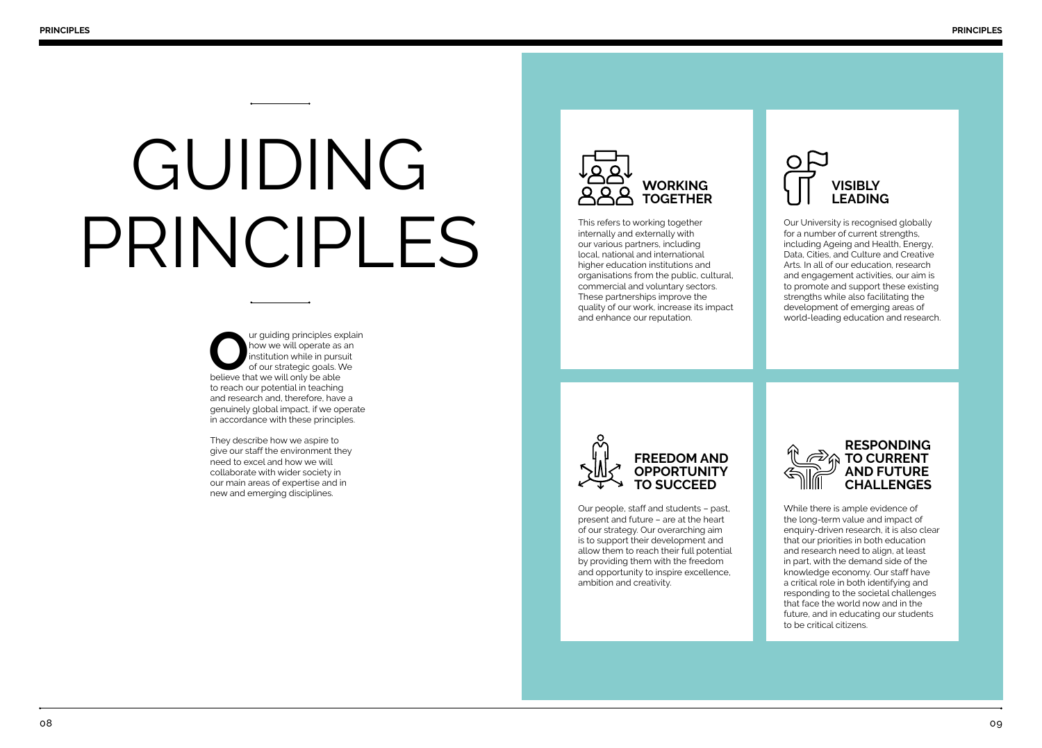# GUIDING PRINCIPLES

Our guiding principles explain how we will operate as an institution while in pursuit of our strategic goals. We believe that we will only be able to reach our potential in teaching and research and, therefore, have a genuinely global impact, if we operate in accordance with these principles.

They describe how we aspire to give our staff the environment they need to excel and how we will collaborate with wider society in our main areas of expertise and in new and emerging disciplines.

## WORKING TOGETHER

This refers to working together internally and externally with our various partners, including local, national and international higher education institutions and organisations from the public, cultural, commercial and voluntary sectors. These partnerships improve the quality of our work, increase its impact and enhance our reputation.

## VISIBLY LEADING

Our University is recognised globally for a number of current strengths, including Ageing and Health, Energy, Data, Cities, and Culture and Creative Arts. In all of our education, research and engagement activities, our aim is to promote and support these existing strengths while also facilitating the development of emerging areas of world-leading education and research.

## FREEDOM AND OPPORTUNITY TO SUCCEED

Our people, staff and students – past, present and future – are at the heart of our strategy. Our overarching aim is to support their development and allow them to reach their full potential by providing them with the freedom and opportunity to inspire excellence, ambition and creativity.

## RESPONDING TO CURRENT AND FUTURE CHALLENGES

While there is ample evidence of the long-term value and impact of enquiry-driven research, it is also clear that our priorities in both education and research need to align, at least in part, with the demand side of the knowledge economy. Our staff have a critical role in both identifying and responding to the societal challenges that face the world now and in the future, and in educating our students to be critical citizens.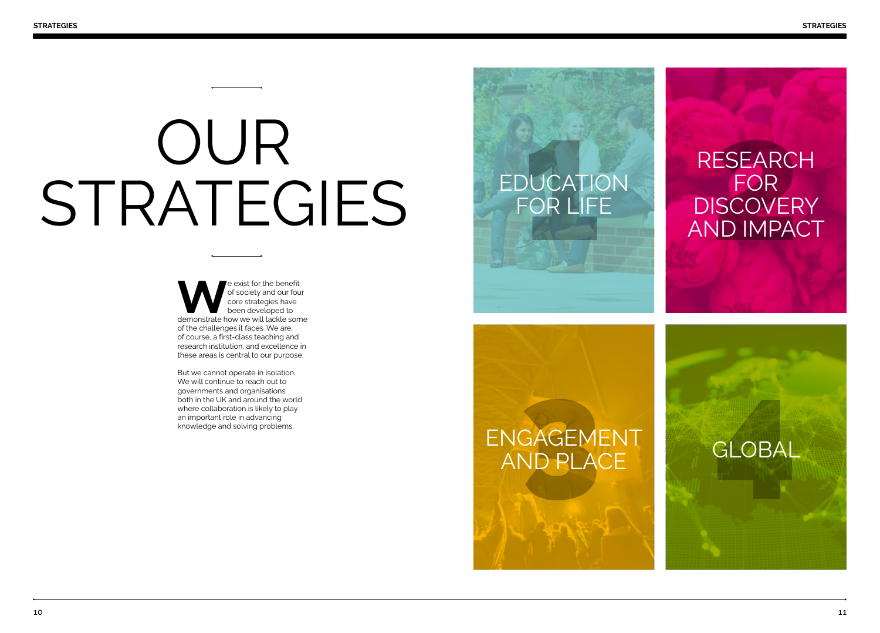# OUR STRATEGIES

We exist for the benefit of society and our four core strategies have been developed to demonstrate how we will tackle some of the challenges it faces. We are, of course, a first-class teaching and research institution, and excellence in these areas is central to our purpose.

But we cannot operate in isolation. We will continue to reach out to governments and organisations both in the UK and around the world where collaboration is likely to play an important role in advancing knowledge and solving problems.

1 EDUCATION FOR LIFE

2 RESEARCH FOR DISCOVERY AND IMPACT

3 ENGAGEMENT AND PLACE

4 GLOBAL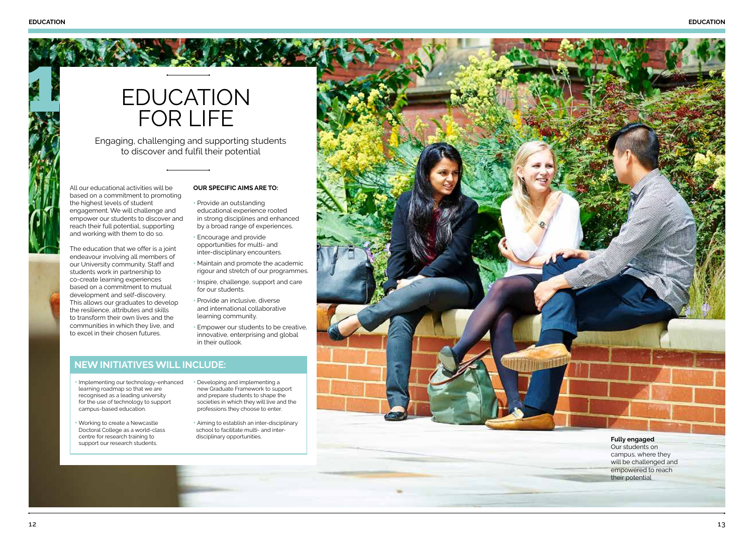# 1 EDUCATION FOR LIFE

Engaging, challenging and supporting students to discover and fulfil their potential

All our educational activities will be based on a commitment to promoting the highest levels of student engagement. We will challenge and empower our students to discover and reach their full potential, supporting and working with them to do so.

The education that we offer is a joint endeavour involving all members of our University community. Staff and students work in partnership to co-create learning experiences based on a commitment to mutual development and self-discovery. This allows our graduates to develop the resilience, attributes and skills to transform their own lives and the communities in which they live, and to excel in their chosen futures.

**OUR SPECIFIC AIMS ARE TO:**

- Provide an outstanding educational experience rooted in strong disciplines and enhanced by a broad range of experiences.
- Encourage and provide opportunities for multi- and inter-disciplinary encounters.
- Maintain and promote the academic rigour and stretch of our programmes.
- Inspire, challenge, support and care for our students.
- Provide an inclusive, diverse and international collaborative learning community.
- Empower our students to be creative, innovative, enterprising and global in their outlook.

## NEW INITIATIVES WILL INCLUDE:

- Implementing our technology-enhanced learning roadmap so that we are recognised as a leading university for the use of technology to support campus-based education.
- Working to create a Newcastle Doctoral College as a world-class centre for research training to support our research students.
- Developing and implementing a new Graduate Framework to support and prepare students to shape the societies in which they will live and the professions they choose to enter.
- Aiming to establish an inter-disciplinary school to facilitate multi- and inter-disciplinary opportunities.

**Fully engaged**
Our students on campus, where they will be challenged and empowered to reach their potential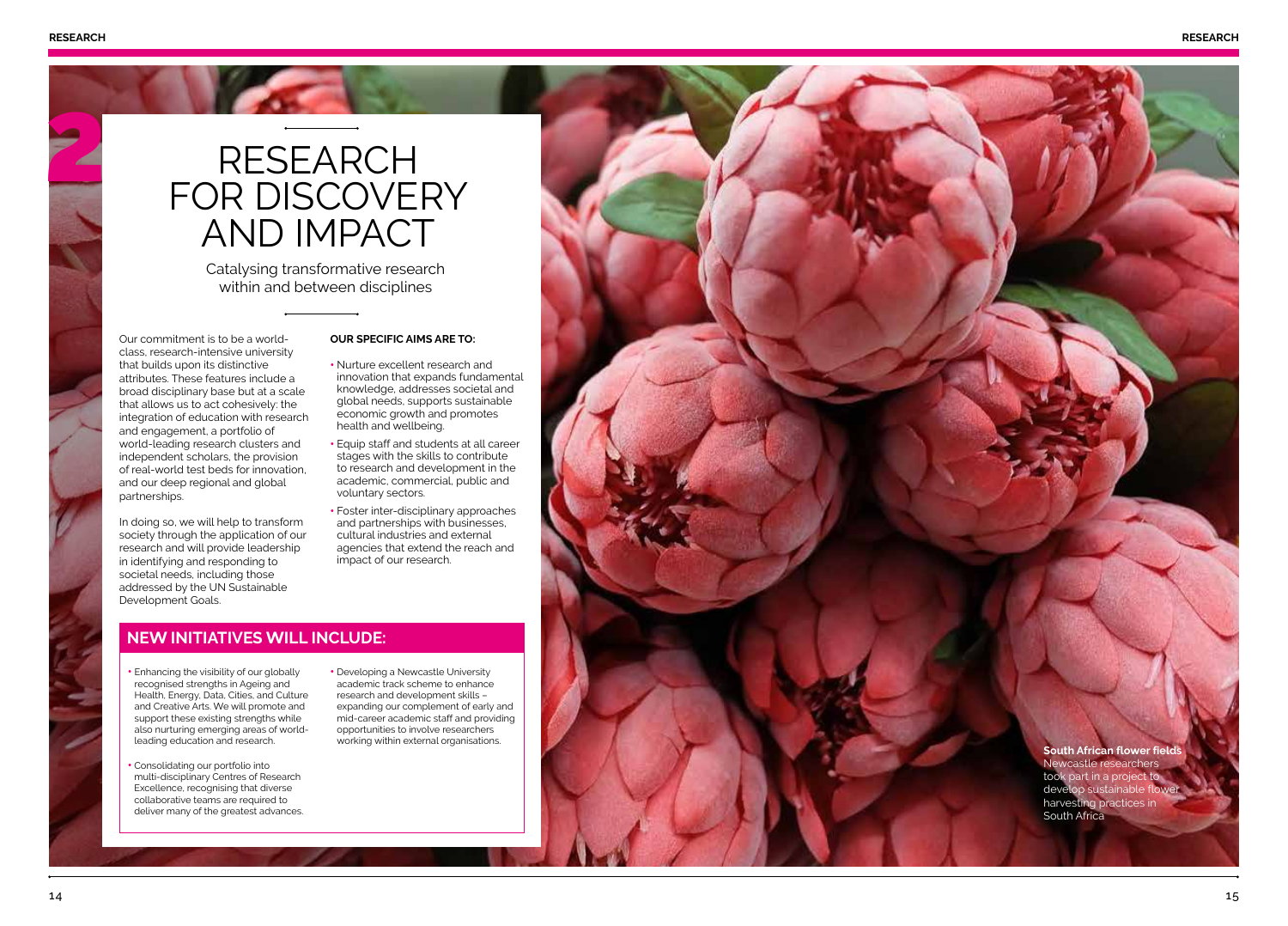# 2 RESEARCH FOR DISCOVERY AND IMPACT

Catalysing transformative research within and between disciplines

Our commitment is to be a world-class, research-intensive university that builds upon its distinctive attributes. These features include a broad disciplinary base but at a scale that allows us to act cohesively: the integration of education with research and engagement, a portfolio of world-leading research clusters and independent scholars, the provision of real-world test beds for innovation, and our deep regional and global partnerships.

In doing so, we will help to transform society through the application of our research and will provide leadership in identifying and responding to societal needs, including those addressed by the UN Sustainable Development Goals.

**OUR SPECIFIC AIMS ARE TO:**

- Nurture excellent research and innovation that expands fundamental knowledge, addresses societal and global needs, supports sustainable economic growth and promotes health and wellbeing.
- Equip staff and students at all career stages with the skills to contribute to research and development in the academic, commercial, public and voluntary sectors.
- Foster inter-disciplinary approaches and partnerships with businesses, cultural industries and external agencies that extend the reach and impact of our research.

## NEW INITIATIVES WILL INCLUDE:

- Enhancing the visibility of our globally recognised strengths in Ageing and Health, Energy, Data, Cities, and Culture and Creative Arts. We will promote and support these existing strengths while also nurturing emerging areas of world-leading education and research.
- Consolidating our portfolio into multi-disciplinary Centres of Research Excellence, recognising that diverse collaborative teams are required to deliver many of the greatest advances.
- Developing a Newcastle University academic track scheme to enhance research and development skills – expanding our complement of early and mid-career academic staff and providing opportunities to involve researchers working within external organisations.

**South African flower fields**
Newcastle researchers took part in a project to develop sustainable flower harvesting practices in South Africa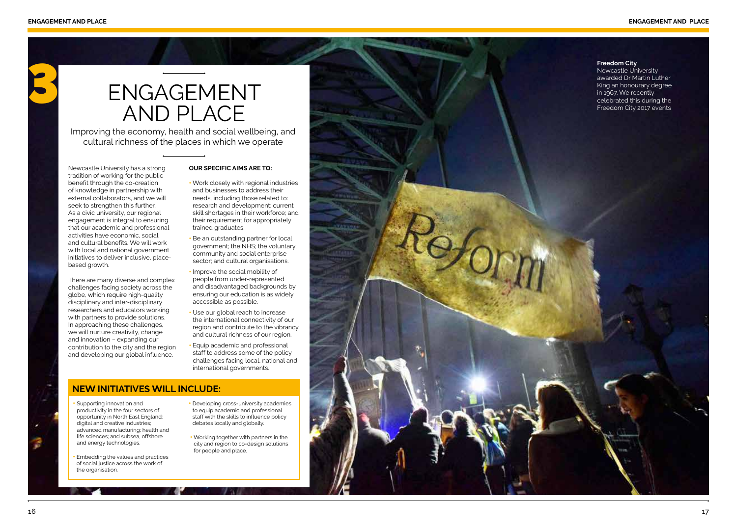# 3 ENGAGEMENT AND PLACE

Improving the economy, health and social wellbeing, and cultural richness of the places in which we operate

Newcastle University has a strong tradition of working for the public benefit through the co-creation of knowledge in partnership with external collaborators, and we will seek to strengthen this further. As a civic university, our regional engagement is integral to ensuring that our academic and professional activities have economic, social and cultural benefits. We will work with local and national government initiatives to deliver inclusive, place-based growth.

There are many diverse and complex challenges facing society across the globe, which require high-quality disciplinary and inter-disciplinary researchers and educators working with partners to provide solutions. In approaching these challenges, we will nurture creativity, change and innovation – expanding our contribution to the city and the region and developing our global influence.

**OUR SPECIFIC AIMS ARE TO:**

- Work closely with regional industries and businesses to address their needs, including those related to: research and development; current skill shortages in their workforce; and their requirement for appropriately trained graduates.
- Be an outstanding partner for local government; the NHS; the voluntary, community and social enterprise sector; and cultural organisations.
- Improve the social mobility of people from under-represented and disadvantaged backgrounds by ensuring our education is as widely accessible as possible.
- Use our global reach to increase the international connectivity of our region and contribute to the vibrancy and cultural richness of our region.
- Equip academic and professional staff to address some of the policy challenges facing local, national and international governments.

## NEW INITIATIVES WILL INCLUDE:

- Supporting innovation and productivity in the four sectors of opportunity in North East England: digital and creative industries; advanced manufacturing; health and life sciences; and subsea, offshore and energy technologies.
- Embedding the values and practices of social justice across the work of the organisation.
- Developing cross-university academies to equip academic and professional staff with the skills to influence policy debates locally and globally.
- Working together with partners in the city and region to co-design solutions for people and place.

**Freedom City**
Newcastle University awarded Dr Martin Luther King an honourary degree in 1967. We recently celebrated this during the Freedom City 2017 events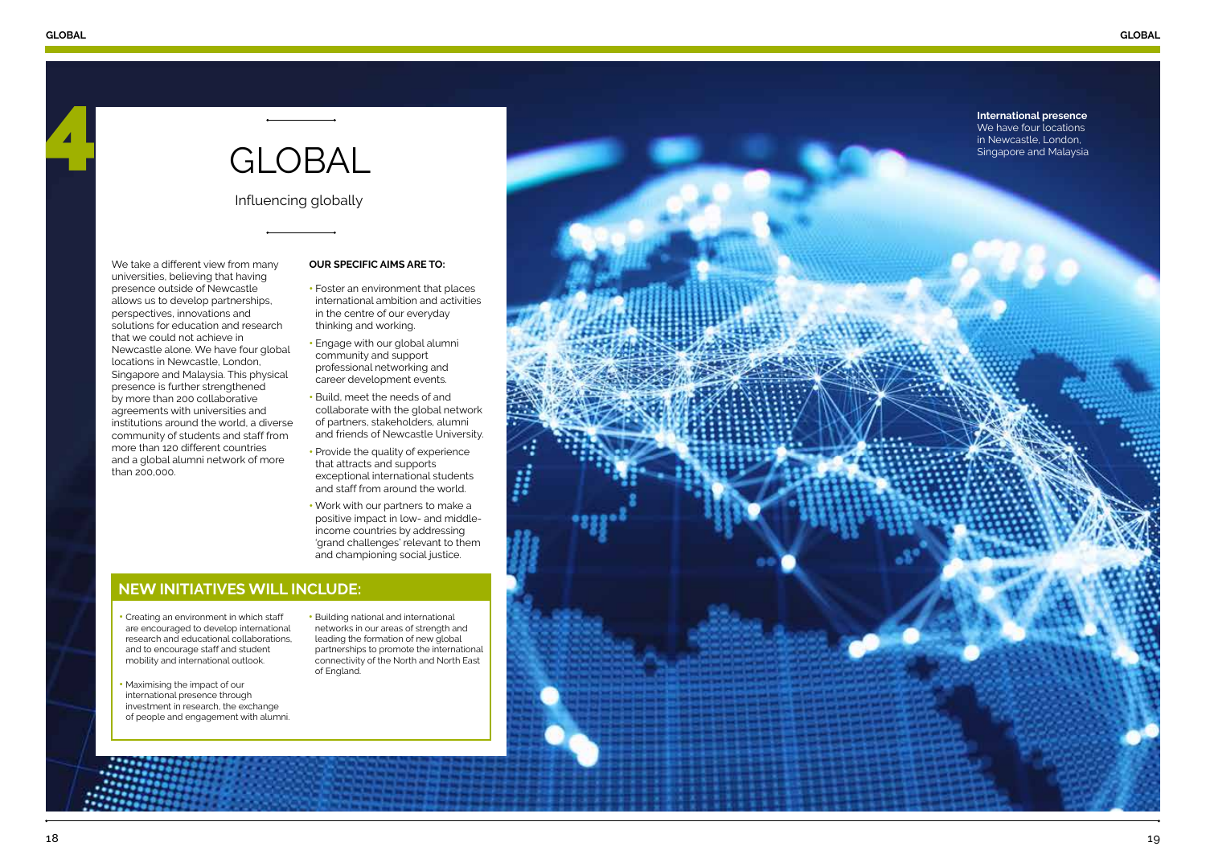# 4 GLOBAL

## Influencing globally

We take a different view from many universities, believing that having presence outside of Newcastle allows us to develop partnerships, perspectives, innovations and solutions for education and research that we could not achieve in Newcastle alone. We have four global locations in Newcastle, London, Singapore and Malaysia. This physical presence is further strengthened by more than 200 collaborative agreements with universities and institutions around the world, a diverse community of students and staff from more than 120 different countries and a global alumni network of more than 200,000.

**OUR SPECIFIC AIMS ARE TO:**

- Foster an environment that places international ambition and activities in the centre of our everyday thinking and working.
- Engage with our global alumni community and support professional networking and career development events.
- Build, meet the needs of and collaborate with the global network of partners, stakeholders, alumni and friends of Newcastle University.
- Provide the quality of experience that attracts and supports exceptional international students and staff from around the world.
- Work with our partners to make a positive impact in low- and middle-income countries by addressing 'grand challenges' relevant to them and championing social justice.

## NEW INITIATIVES WILL INCLUDE:

- Creating an environment in which staff are encouraged to develop international research and educational collaborations, and to encourage staff and student mobility and international outlook.
- Maximising the impact of our international presence through investment in research, the exchange of people and engagement with alumni.
- Building national and international networks in our areas of strength and leading the formation of new global partnerships to promote the international connectivity of the North and North East of England.

**International presence**
We have four locations in Newcastle, London, Singapore and Malaysia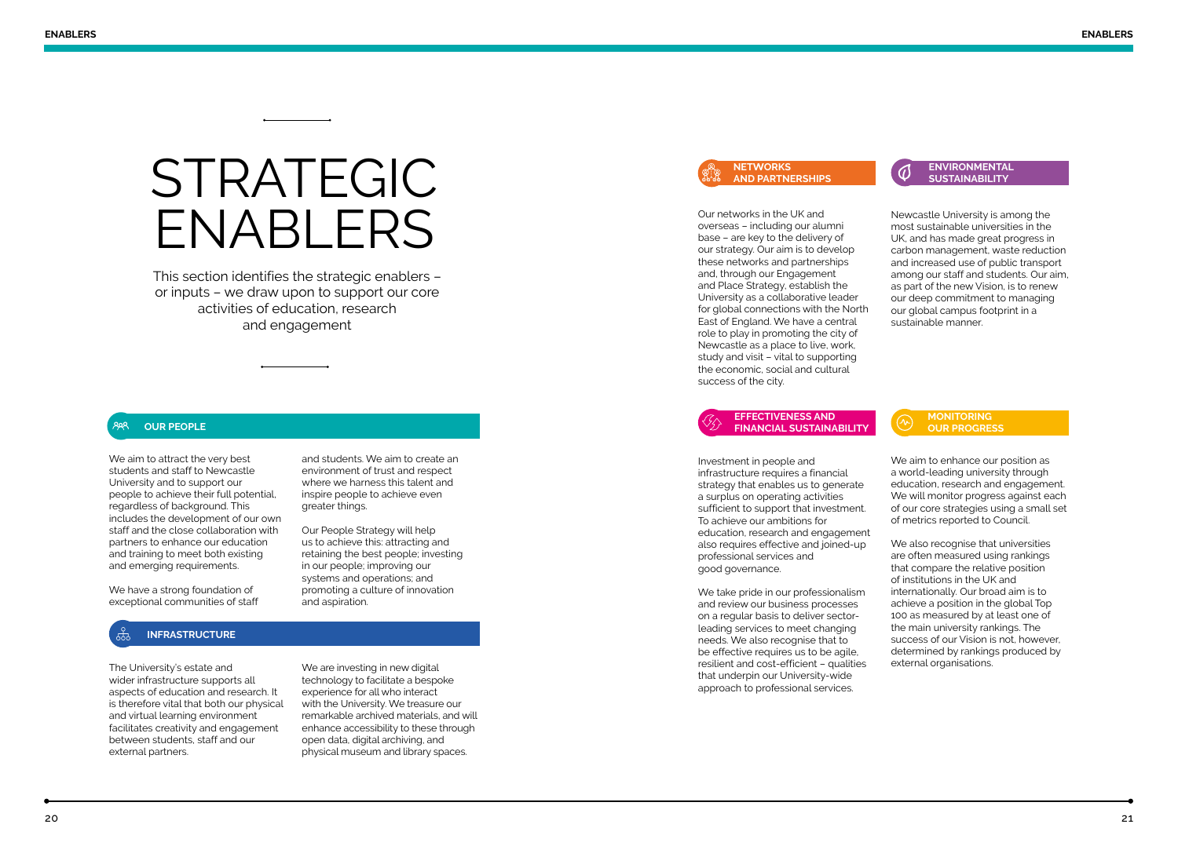# STRATEGIC ENABLERS

This section identifies the strategic enablers – or inputs – we draw upon to support our core activities of education, research and engagement

## OUR PEOPLE

We aim to attract the very best students and staff to Newcastle University and to support our people to achieve their full potential, regardless of background. This includes the development of our own staff and the close collaboration with partners to enhance our education and training to meet both existing and emerging requirements.

We have a strong foundation of exceptional communities of staff and students. We aim to create an environment of trust and respect where we harness this talent and inspire people to achieve even greater things.

Our People Strategy will help us to achieve this: attracting and retaining the best people; investing in our people; improving our systems and operations; and promoting a culture of innovation and aspiration.

## INFRASTRUCTURE

The University's estate and wider infrastructure supports all aspects of education and research. It is therefore vital that both our physical and virtual learning environment facilitates creativity and engagement between students, staff and our external partners.

We are investing in new digital technology to facilitate a bespoke experience for all who interact with the University. We treasure our remarkable archived materials, and will enhance accessibility to these through open data, digital archiving, and physical museum and library spaces.

## NETWORKS AND PARTNERSHIPS

Our networks in the UK and overseas – including our alumni base – are key to the delivery of our strategy. Our aim is to develop these networks and partnerships and, through our Engagement and Place Strategy, establish the University as a collaborative leader for global connections with the North East of England. We have a central role to play in promoting the city of Newcastle as a place to live, work, study and visit – vital to supporting the economic, social and cultural success of the city.

## ENVIRONMENTAL SUSTAINABILITY

Newcastle University is among the most sustainable universities in the UK, and has made great progress in carbon management, waste reduction and increased use of public transport among our staff and students. Our aim, as part of the new Vision, is to renew our deep commitment to managing our global campus footprint in a sustainable manner.

## EFFECTIVENESS AND FINANCIAL SUSTAINABILITY

Investment in people and infrastructure requires a financial strategy that enables us to generate a surplus on operating activities sufficient to support that investment. To achieve our ambitions for education, research and engagement also requires effective and joined-up professional services and good governance.

We take pride in our professionalism and review our business processes on a regular basis to deliver sector-leading services to meet changing needs. We also recognise that to be effective requires us to be agile, resilient and cost-efficient – qualities that underpin our University-wide approach to professional services.

## MONITORING OUR PROGRESS

We aim to enhance our position as a world-leading university through education, research and engagement. We will monitor progress against each of our core strategies using a small set of metrics reported to Council.

We also recognise that universities are often measured using rankings that compare the relative position of institutions in the UK and internationally. Our broad aim is to achieve a position in the global Top 100 as measured by at least one of the main university rankings. The success of our Vision is not, however, determined by rankings produced by external organisations.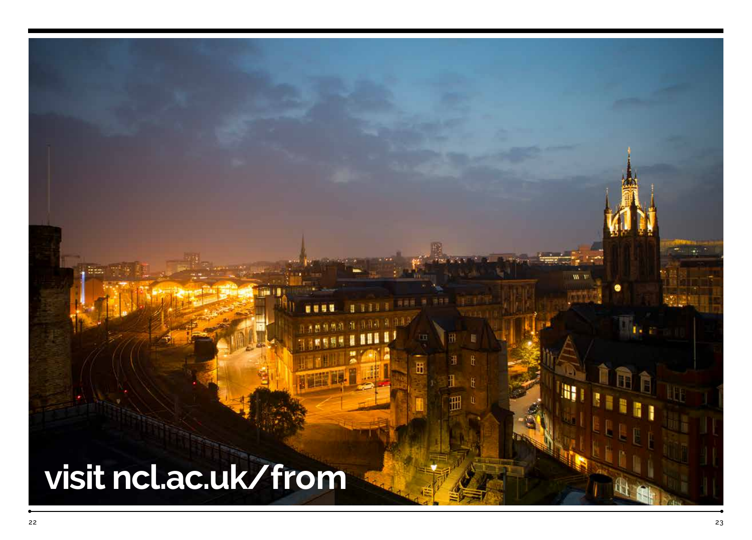visit ncl.ac.uk/from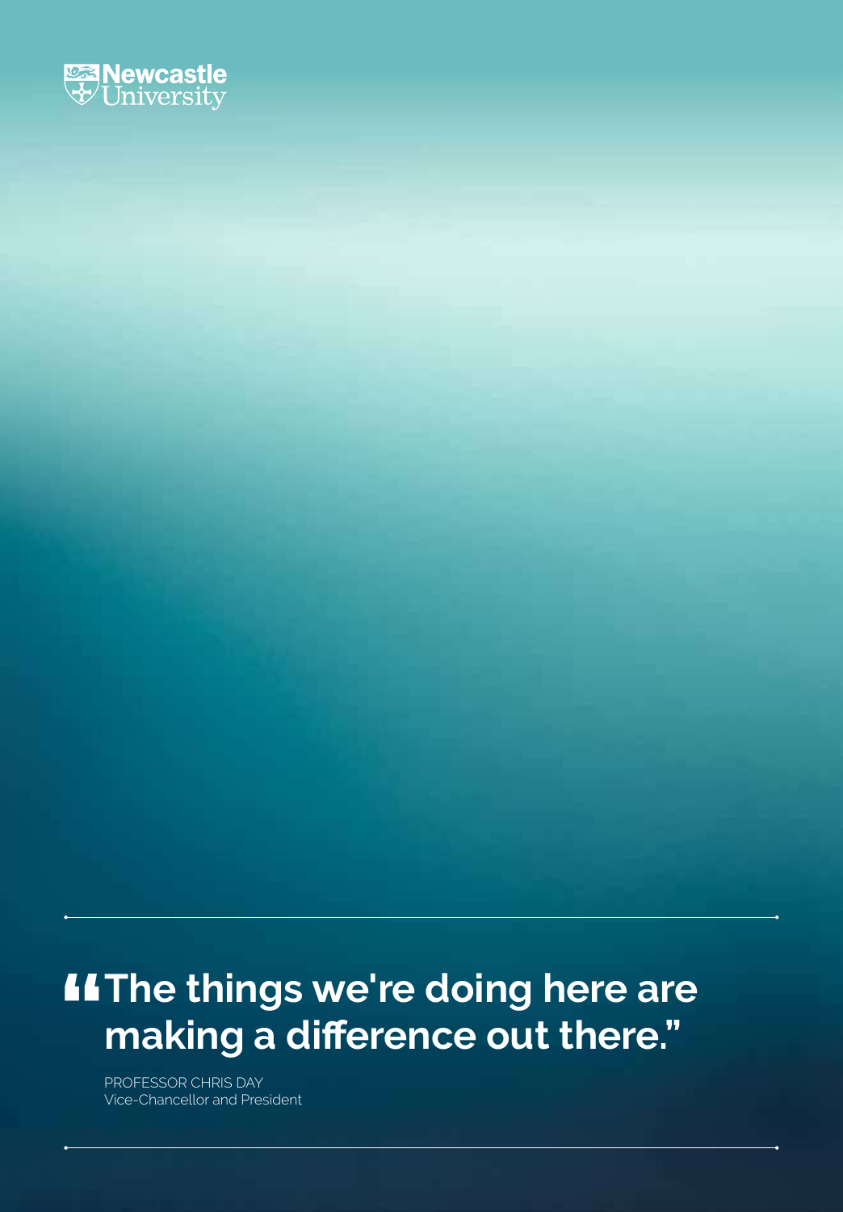Newcastle University

> **"The things we're doing here are making a difference out there."**

PROFESSOR CHRIS DAY
Vice-Chancellor and President